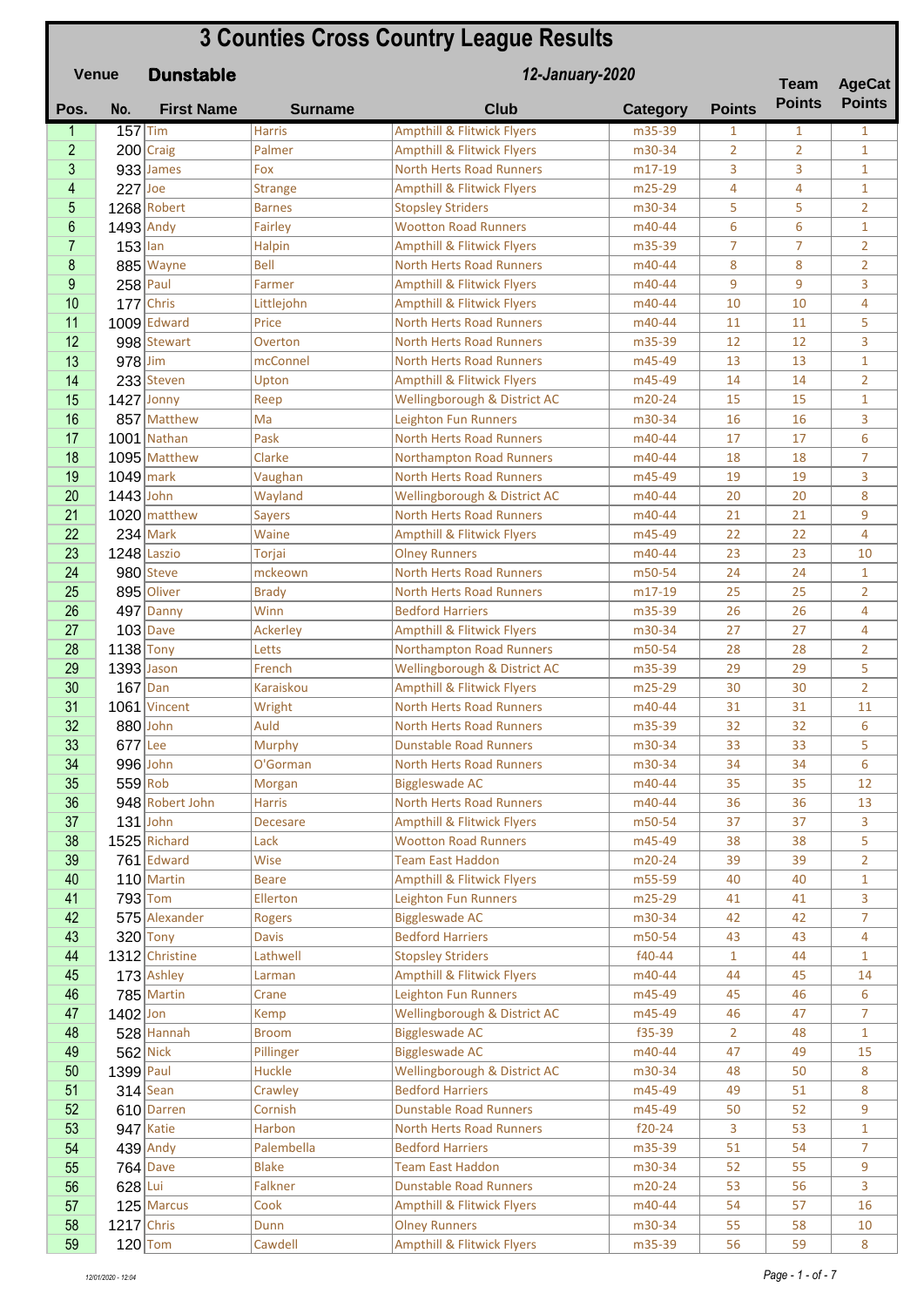# 3 Counties Cross Country League Results

**Venue** **Dunstable** ***12-January-2020***

| Pos. | No. | First Name | Surname | Club | Category | Points | Team Points | AgeCat Points |
|---|---|---|---|---|---|---|---|---|
| 1 | 157 | Tim | Harris | Ampthill & Flitwick Flyers | m35-39 | 1 | 1 | 1 |
| 2 | 200 | Craig | Palmer | Ampthill & Flitwick Flyers | m30-34 | 2 | 2 | 1 |
| 3 | 933 | James | Fox | North Herts Road Runners | m17-19 | 3 | 3 | 1 |
| 4 | 227 | Joe | Strange | Ampthill & Flitwick Flyers | m25-29 | 4 | 4 | 1 |
| 5 | 1268 | Robert | Barnes | Stopsley Striders | m30-34 | 5 | 5 | 2 |
| 6 | 1493 | Andy | Fairley | Wootton Road Runners | m40-44 | 6 | 6 | 1 |
| 7 | 153 | Ian | Halpin | Ampthill & Flitwick Flyers | m35-39 | 7 | 7 | 2 |
| 8 | 885 | Wayne | Bell | North Herts Road Runners | m40-44 | 8 | 8 | 2 |
| 9 | 258 | Paul | Farmer | Ampthill & Flitwick Flyers | m40-44 | 9 | 9 | 3 |
| 10 | 177 | Chris | Littlejohn | Ampthill & Flitwick Flyers | m40-44 | 10 | 10 | 4 |
| 11 | 1009 | Edward | Price | North Herts Road Runners | m40-44 | 11 | 11 | 5 |
| 12 | 998 | Stewart | Overton | North Herts Road Runners | m35-39 | 12 | 12 | 3 |
| 13 | 978 | Jim | mcConnel | North Herts Road Runners | m45-49 | 13 | 13 | 1 |
| 14 | 233 | Steven | Upton | Ampthill & Flitwick Flyers | m45-49 | 14 | 14 | 2 |
| 15 | 1427 | Jonny | Reep | Wellingborough & District AC | m20-24 | 15 | 15 | 1 |
| 16 | 857 | Matthew | Ma | Leighton Fun Runners | m30-34 | 16 | 16 | 3 |
| 17 | 1001 | Nathan | Pask | North Herts Road Runners | m40-44 | 17 | 17 | 6 |
| 18 | 1095 | Matthew | Clarke | Northampton Road Runners | m40-44 | 18 | 18 | 7 |
| 19 | 1049 | mark | Vaughan | North Herts Road Runners | m45-49 | 19 | 19 | 3 |
| 20 | 1443 | John | Wayland | Wellingborough & District AC | m40-44 | 20 | 20 | 8 |
| 21 | 1020 | matthew | Sayers | North Herts Road Runners | m40-44 | 21 | 21 | 9 |
| 22 | 234 | Mark | Waine | Ampthill & Flitwick Flyers | m45-49 | 22 | 22 | 4 |
| 23 | 1248 | Laszio | Torjai | Olney Runners | m40-44 | 23 | 23 | 10 |
| 24 | 980 | Steve | mckeown | North Herts Road Runners | m50-54 | 24 | 24 | 1 |
| 25 | 895 | Oliver | Brady | North Herts Road Runners | m17-19 | 25 | 25 | 2 |
| 26 | 497 | Danny | Winn | Bedford Harriers | m35-39 | 26 | 26 | 4 |
| 27 | 103 | Dave | Ackerley | Ampthill & Flitwick Flyers | m30-34 | 27 | 27 | 4 |
| 28 | 1138 | Tony | Letts | Northampton Road Runners | m50-54 | 28 | 28 | 2 |
| 29 | 1393 | Jason | French | Wellingborough & District AC | m35-39 | 29 | 29 | 5 |
| 30 | 167 | Dan | Karaiskou | Ampthill & Flitwick Flyers | m25-29 | 30 | 30 | 2 |
| 31 | 1061 | Vincent | Wright | North Herts Road Runners | m40-44 | 31 | 31 | 11 |
| 32 | 880 | John | Auld | North Herts Road Runners | m35-39 | 32 | 32 | 6 |
| 33 | 677 | Lee | Murphy | Dunstable Road Runners | m30-34 | 33 | 33 | 5 |
| 34 | 996 | John | O'Gorman | North Herts Road Runners | m30-34 | 34 | 34 | 6 |
| 35 | 559 | Rob | Morgan | Biggleswade AC | m40-44 | 35 | 35 | 12 |
| 36 | 948 | Robert John | Harris | North Herts Road Runners | m40-44 | 36 | 36 | 13 |
| 37 | 131 | John | Decesare | Ampthill & Flitwick Flyers | m50-54 | 37 | 37 | 3 |
| 38 | 1525 | Richard | Lack | Wootton Road Runners | m45-49 | 38 | 38 | 5 |
| 39 | 761 | Edward | Wise | Team East Haddon | m20-24 | 39 | 39 | 2 |
| 40 | 110 | Martin | Beare | Ampthill & Flitwick Flyers | m55-59 | 40 | 40 | 1 |
| 41 | 793 | Tom | Ellerton | Leighton Fun Runners | m25-29 | 41 | 41 | 3 |
| 42 | 575 | Alexander | Rogers | Biggleswade AC | m30-34 | 42 | 42 | 7 |
| 43 | 320 | Tony | Davis | Bedford Harriers | m50-54 | 43 | 43 | 4 |
| 44 | 1312 | Christine | Lathwell | Stopsley Striders | f40-44 | 1 | 44 | 1 |
| 45 | 173 | Ashley | Larman | Ampthill & Flitwick Flyers | m40-44 | 44 | 45 | 14 |
| 46 | 785 | Martin | Crane | Leighton Fun Runners | m45-49 | 45 | 46 | 6 |
| 47 | 1402 | Jon | Kemp | Wellingborough & District AC | m45-49 | 46 | 47 | 7 |
| 48 | 528 | Hannah | Broom | Biggleswade AC | f35-39 | 2 | 48 | 1 |
| 49 | 562 | Nick | Pillinger | Biggleswade AC | m40-44 | 47 | 49 | 15 |
| 50 | 1399 | Paul | Huckle | Wellingborough & District AC | m30-34 | 48 | 50 | 8 |
| 51 | 314 | Sean | Crawley | Bedford Harriers | m45-49 | 49 | 51 | 8 |
| 52 | 610 | Darren | Cornish | Dunstable Road Runners | m45-49 | 50 | 52 | 9 |
| 53 | 947 | Katie | Harbon | North Herts Road Runners | f20-24 | 3 | 53 | 1 |
| 54 | 439 | Andy | Palembella | Bedford Harriers | m35-39 | 51 | 54 | 7 |
| 55 | 764 | Dave | Blake | Team East Haddon | m30-34 | 52 | 55 | 9 |
| 56 | 628 | Lui | Falkner | Dunstable Road Runners | m20-24 | 53 | 56 | 3 |
| 57 | 125 | Marcus | Cook | Ampthill & Flitwick Flyers | m40-44 | 54 | 57 | 16 |
| 58 | 1217 | Chris | Dunn | Olney Runners | m30-34 | 55 | 58 | 10 |
| 59 | 120 | Tom | Cawdell | Ampthill & Flitwick Flyers | m35-39 | 56 | 59 | 8 |

12/01/2020 - 12:04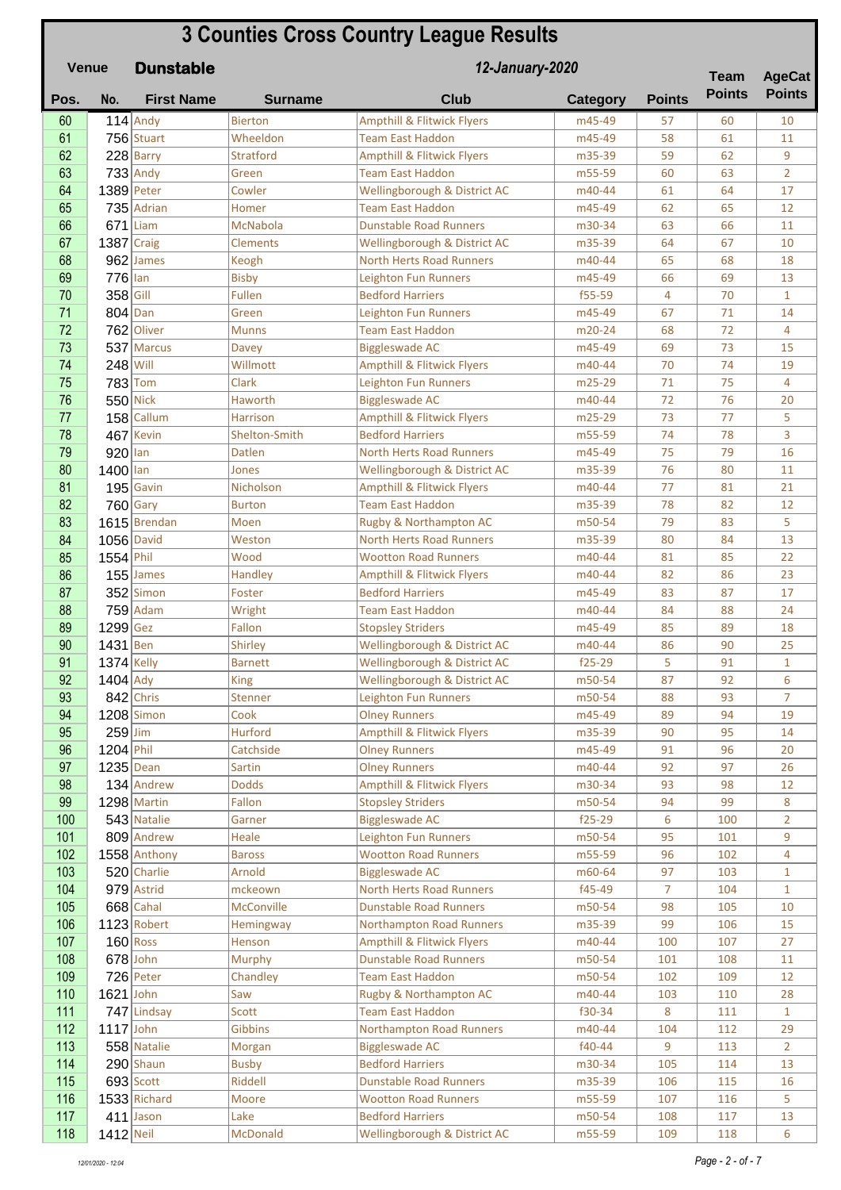# 3 Counties Cross Country League Results

**Venue** **Dunstable** ***12-January-2020***

| Pos. | No. | First Name | Surname | Club | Category | Points | Team Points | AgeCat Points |
|---|---|---|---|---|---|---|---|---|
| 60 | 114 | Andy | Bierton | Ampthill & Flitwick Flyers | m45-49 | 57 | 60 | 10 |
| 61 | 756 | Stuart | Wheeldon | Team East Haddon | m45-49 | 58 | 61 | 11 |
| 62 | 228 | Barry | Stratford | Ampthill & Flitwick Flyers | m35-39 | 59 | 62 | 9 |
| 63 | 733 | Andy | Green | Team East Haddon | m55-59 | 60 | 63 | 2 |
| 64 | 1389 | Peter | Cowler | Wellingborough & District AC | m40-44 | 61 | 64 | 17 |
| 65 | 735 | Adrian | Homer | Team East Haddon | m45-49 | 62 | 65 | 12 |
| 66 | 671 | Liam | McNabola | Dunstable Road Runners | m30-34 | 63 | 66 | 11 |
| 67 | 1387 | Craig | Clements | Wellingborough & District AC | m35-39 | 64 | 67 | 10 |
| 68 | 962 | James | Keogh | North Herts Road Runners | m40-44 | 65 | 68 | 18 |
| 69 | 776 | Ian | Bisby | Leighton Fun Runners | m45-49 | 66 | 69 | 13 |
| 70 | 358 | Gill | Fullen | Bedford Harriers | f55-59 | 4 | 70 | 1 |
| 71 | 804 | Dan | Green | Leighton Fun Runners | m45-49 | 67 | 71 | 14 |
| 72 | 762 | Oliver | Munns | Team East Haddon | m20-24 | 68 | 72 | 4 |
| 73 | 537 | Marcus | Davey | Biggleswade AC | m45-49 | 69 | 73 | 15 |
| 74 | 248 | Will | Willmott | Ampthill & Flitwick Flyers | m40-44 | 70 | 74 | 19 |
| 75 | 783 | Tom | Clark | Leighton Fun Runners | m25-29 | 71 | 75 | 4 |
| 76 | 550 | Nick | Haworth | Biggleswade AC | m40-44 | 72 | 76 | 20 |
| 77 | 158 | Callum | Harrison | Ampthill & Flitwick Flyers | m25-29 | 73 | 77 | 5 |
| 78 | 467 | Kevin | Shelton-Smith | Bedford Harriers | m55-59 | 74 | 78 | 3 |
| 79 | 920 | Ian | Datlen | North Herts Road Runners | m45-49 | 75 | 79 | 16 |
| 80 | 1400 | Ian | Jones | Wellingborough & District AC | m35-39 | 76 | 80 | 11 |
| 81 | 195 | Gavin | Nicholson | Ampthill & Flitwick Flyers | m40-44 | 77 | 81 | 21 |
| 82 | 760 | Gary | Burton | Team East Haddon | m35-39 | 78 | 82 | 12 |
| 83 | 1615 | Brendan | Moen | Rugby & Northampton AC | m50-54 | 79 | 83 | 5 |
| 84 | 1056 | David | Weston | North Herts Road Runners | m35-39 | 80 | 84 | 13 |
| 85 | 1554 | Phil | Wood | Wootton Road Runners | m40-44 | 81 | 85 | 22 |
| 86 | 155 | James | Handley | Ampthill & Flitwick Flyers | m40-44 | 82 | 86 | 23 |
| 87 | 352 | Simon | Foster | Bedford Harriers | m45-49 | 83 | 87 | 17 |
| 88 | 759 | Adam | Wright | Team East Haddon | m40-44 | 84 | 88 | 24 |
| 89 | 1299 | Gez | Fallon | Stopsley Striders | m45-49 | 85 | 89 | 18 |
| 90 | 1431 | Ben | Shirley | Wellingborough & District AC | m40-44 | 86 | 90 | 25 |
| 91 | 1374 | Kelly | Barnett | Wellingborough & District AC | f25-29 | 5 | 91 | 1 |
| 92 | 1404 | Ady | King | Wellingborough & District AC | m50-54 | 87 | 92 | 6 |
| 93 | 842 | Chris | Stenner | Leighton Fun Runners | m50-54 | 88 | 93 | 7 |
| 94 | 1208 | Simon | Cook | Olney Runners | m45-49 | 89 | 94 | 19 |
| 95 | 259 | Jim | Hurford | Ampthill & Flitwick Flyers | m35-39 | 90 | 95 | 14 |
| 96 | 1204 | Phil | Catchside | Olney Runners | m45-49 | 91 | 96 | 20 |
| 97 | 1235 | Dean | Sartin | Olney Runners | m40-44 | 92 | 97 | 26 |
| 98 | 134 | Andrew | Dodds | Ampthill & Flitwick Flyers | m30-34 | 93 | 98 | 12 |
| 99 | 1298 | Martin | Fallon | Stopsley Striders | m50-54 | 94 | 99 | 8 |
| 100 | 543 | Natalie | Garner | Biggleswade AC | f25-29 | 6 | 100 | 2 |
| 101 | 809 | Andrew | Heale | Leighton Fun Runners | m50-54 | 95 | 101 | 9 |
| 102 | 1558 | Anthony | Baross | Wootton Road Runners | m55-59 | 96 | 102 | 4 |
| 103 | 520 | Charlie | Arnold | Biggleswade AC | m60-64 | 97 | 103 | 1 |
| 104 | 979 | Astrid | mckeown | North Herts Road Runners | f45-49 | 7 | 104 | 1 |
| 105 | 668 | Cahal | McConville | Dunstable Road Runners | m50-54 | 98 | 105 | 10 |
| 106 | 1123 | Robert | Hemingway | Northampton Road Runners | m35-39 | 99 | 106 | 15 |
| 107 | 160 | Ross | Henson | Ampthill & Flitwick Flyers | m40-44 | 100 | 107 | 27 |
| 108 | 678 | John | Murphy | Dunstable Road Runners | m50-54 | 101 | 108 | 11 |
| 109 | 726 | Peter | Chandley | Team East Haddon | m50-54 | 102 | 109 | 12 |
| 110 | 1621 | John | Saw | Rugby & Northampton AC | m40-44 | 103 | 110 | 28 |
| 111 | 747 | Lindsay | Scott | Team East Haddon | f30-34 | 8 | 111 | 1 |
| 112 | 1117 | John | Gibbins | Northampton Road Runners | m40-44 | 104 | 112 | 29 |
| 113 | 558 | Natalie | Morgan | Biggleswade AC | f40-44 | 9 | 113 | 2 |
| 114 | 290 | Shaun | Busby | Bedford Harriers | m30-34 | 105 | 114 | 13 |
| 115 | 693 | Scott | Riddell | Dunstable Road Runners | m35-39 | 106 | 115 | 16 |
| 116 | 1533 | Richard | Moore | Wootton Road Runners | m55-59 | 107 | 116 | 5 |
| 117 | 411 | Jason | Lake | Bedford Harriers | m50-54 | 108 | 117 | 13 |
| 118 | 1412 | Neil | McDonald | Wellingborough & District AC | m55-59 | 109 | 118 | 6 |

12/01/2020 - 12:04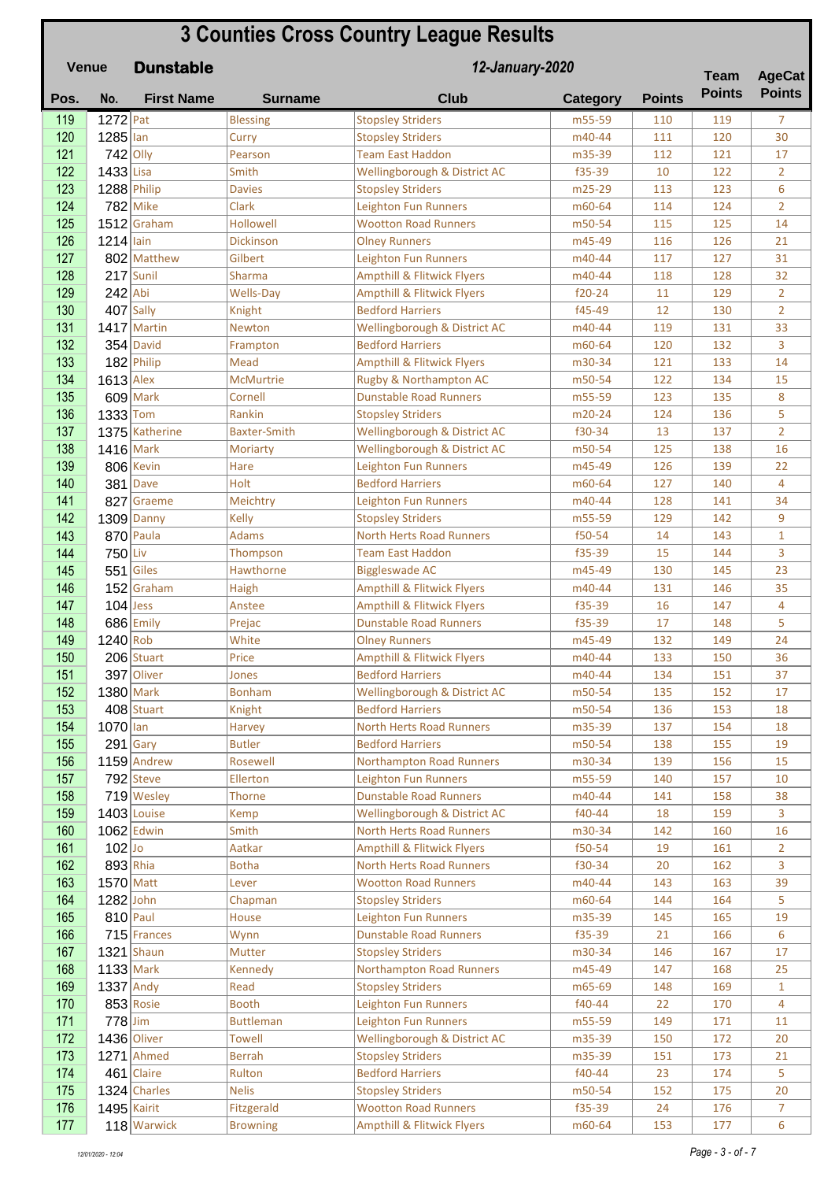# 3 Counties Cross Country League Results

**Venue** **Dunstable** ***12-January-2020***

| Pos. | No. | First Name | Surname | Club | Category | Points | Team Points | AgeCat Points |
|---|---|---|---|---|---|---|---|---|
| 119 | 1272 | Pat | Blessing | Stopsley Striders | m55-59 | 110 | 119 | 7 |
| 120 | 1285 | Ian | Curry | Stopsley Striders | m40-44 | 111 | 120 | 30 |
| 121 | 742 | Olly | Pearson | Team East Haddon | m35-39 | 112 | 121 | 17 |
| 122 | 1433 | Lisa | Smith | Wellingborough & District AC | f35-39 | 10 | 122 | 2 |
| 123 | 1288 | Philip | Davies | Stopsley Striders | m25-29 | 113 | 123 | 6 |
| 124 | 782 | Mike | Clark | Leighton Fun Runners | m60-64 | 114 | 124 | 2 |
| 125 | 1512 | Graham | Hollowell | Wootton Road Runners | m50-54 | 115 | 125 | 14 |
| 126 | 1214 | Iain | Dickinson | Olney Runners | m45-49 | 116 | 126 | 21 |
| 127 | 802 | Matthew | Gilbert | Leighton Fun Runners | m40-44 | 117 | 127 | 31 |
| 128 | 217 | Sunil | Sharma | Ampthill & Flitwick Flyers | m40-44 | 118 | 128 | 32 |
| 129 | 242 | Abi | Wells-Day | Ampthill & Flitwick Flyers | f20-24 | 11 | 129 | 2 |
| 130 | 407 | Sally | Knight | Bedford Harriers | f45-49 | 12 | 130 | 2 |
| 131 | 1417 | Martin | Newton | Wellingborough & District AC | m40-44 | 119 | 131 | 33 |
| 132 | 354 | David | Frampton | Bedford Harriers | m60-64 | 120 | 132 | 3 |
| 133 | 182 | Philip | Mead | Ampthill & Flitwick Flyers | m30-34 | 121 | 133 | 14 |
| 134 | 1613 | Alex | McMurtrie | Rugby & Northampton AC | m50-54 | 122 | 134 | 15 |
| 135 | 609 | Mark | Cornell | Dunstable Road Runners | m55-59 | 123 | 135 | 8 |
| 136 | 1333 | Tom | Rankin | Stopsley Striders | m20-24 | 124 | 136 | 5 |
| 137 | 1375 | Katherine | Baxter-Smith | Wellingborough & District AC | f30-34 | 13 | 137 | 2 |
| 138 | 1416 | Mark | Moriarty | Wellingborough & District AC | m50-54 | 125 | 138 | 16 |
| 139 | 806 | Kevin | Hare | Leighton Fun Runners | m45-49 | 126 | 139 | 22 |
| 140 | 381 | Dave | Holt | Bedford Harriers | m60-64 | 127 | 140 | 4 |
| 141 | 827 | Graeme | Meichtry | Leighton Fun Runners | m40-44 | 128 | 141 | 34 |
| 142 | 1309 | Danny | Kelly | Stopsley Striders | m55-59 | 129 | 142 | 9 |
| 143 | 870 | Paula | Adams | North Herts Road Runners | f50-54 | 14 | 143 | 1 |
| 144 | 750 | Liv | Thompson | Team East Haddon | f35-39 | 15 | 144 | 3 |
| 145 | 551 | Giles | Hawthorne | Biggleswade AC | m45-49 | 130 | 145 | 23 |
| 146 | 152 | Graham | Haigh | Ampthill & Flitwick Flyers | m40-44 | 131 | 146 | 35 |
| 147 | 104 | Jess | Anstee | Ampthill & Flitwick Flyers | f35-39 | 16 | 147 | 4 |
| 148 | 686 | Emily | Prejac | Dunstable Road Runners | f35-39 | 17 | 148 | 5 |
| 149 | 1240 | Rob | White | Olney Runners | m45-49 | 132 | 149 | 24 |
| 150 | 206 | Stuart | Price | Ampthill & Flitwick Flyers | m40-44 | 133 | 150 | 36 |
| 151 | 397 | Oliver | Jones | Bedford Harriers | m40-44 | 134 | 151 | 37 |
| 152 | 1380 | Mark | Bonham | Wellingborough & District AC | m50-54 | 135 | 152 | 17 |
| 153 | 408 | Stuart | Knight | Bedford Harriers | m50-54 | 136 | 153 | 18 |
| 154 | 1070 | Ian | Harvey | North Herts Road Runners | m35-39 | 137 | 154 | 18 |
| 155 | 291 | Gary | Butler | Bedford Harriers | m50-54 | 138 | 155 | 19 |
| 156 | 1159 | Andrew | Rosewell | Northampton Road Runners | m30-34 | 139 | 156 | 15 |
| 157 | 792 | Steve | Ellerton | Leighton Fun Runners | m55-59 | 140 | 157 | 10 |
| 158 | 719 | Wesley | Thorne | Dunstable Road Runners | m40-44 | 141 | 158 | 38 |
| 159 | 1403 | Louise | Kemp | Wellingborough & District AC | f40-44 | 18 | 159 | 3 |
| 160 | 1062 | Edwin | Smith | North Herts Road Runners | m30-34 | 142 | 160 | 16 |
| 161 | 102 | Jo | Aatkar | Ampthill & Flitwick Flyers | f50-54 | 19 | 161 | 2 |
| 162 | 893 | Rhia | Botha | North Herts Road Runners | f30-34 | 20 | 162 | 3 |
| 163 | 1570 | Matt | Lever | Wootton Road Runners | m40-44 | 143 | 163 | 39 |
| 164 | 1282 | John | Chapman | Stopsley Striders | m60-64 | 144 | 164 | 5 |
| 165 | 810 | Paul | House | Leighton Fun Runners | m35-39 | 145 | 165 | 19 |
| 166 | 715 | Frances | Wynn | Dunstable Road Runners | f35-39 | 21 | 166 | 6 |
| 167 | 1321 | Shaun | Mutter | Stopsley Striders | m30-34 | 146 | 167 | 17 |
| 168 | 1133 | Mark | Kennedy | Northampton Road Runners | m45-49 | 147 | 168 | 25 |
| 169 | 1337 | Andy | Read | Stopsley Striders | m65-69 | 148 | 169 | 1 |
| 170 | 853 | Rosie | Booth | Leighton Fun Runners | f40-44 | 22 | 170 | 4 |
| 171 | 778 | Jim | Buttleman | Leighton Fun Runners | m55-59 | 149 | 171 | 11 |
| 172 | 1436 | Oliver | Towell | Wellingborough & District AC | m35-39 | 150 | 172 | 20 |
| 173 | 1271 | Ahmed | Berrah | Stopsley Striders | m35-39 | 151 | 173 | 21 |
| 174 | 461 | Claire | Rulton | Bedford Harriers | f40-44 | 23 | 174 | 5 |
| 175 | 1324 | Charles | Nelis | Stopsley Striders | m50-54 | 152 | 175 | 20 |
| 176 | 1495 | Kairit | Fitzgerald | Wootton Road Runners | f35-39 | 24 | 176 | 7 |
| 177 | 118 | Warwick | Browning | Ampthill & Flitwick Flyers | m60-64 | 153 | 177 | 6 |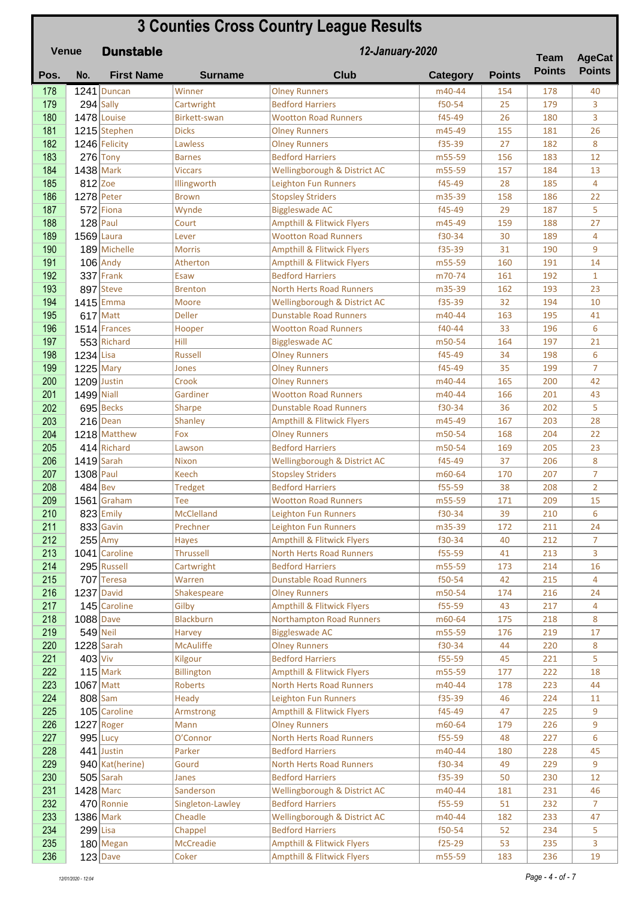# 3 Counties Cross Country League Results

**Venue** **Dunstable** *12-January-2020*

| Pos. | No. | First Name | Surname | Club | Category | Points | Team Points | AgeCat Points |
|---|---|---|---|---|---|---|---|---|
| 178 | 1241 | Duncan | Winner | Olney Runners | m40-44 | 154 | 178 | 40 |
| 179 | 294 | Sally | Cartwright | Bedford Harriers | f50-54 | 25 | 179 | 3 |
| 180 | 1478 | Louise | Birkett-swan | Wootton Road Runners | f45-49 | 26 | 180 | 3 |
| 181 | 1215 | Stephen | Dicks | Olney Runners | m45-49 | 155 | 181 | 26 |
| 182 | 1246 | Felicity | Lawless | Olney Runners | f35-39 | 27 | 182 | 8 |
| 183 | 276 | Tony | Barnes | Bedford Harriers | m55-59 | 156 | 183 | 12 |
| 184 | 1438 | Mark | Viccars | Wellingborough & District AC | m55-59 | 157 | 184 | 13 |
| 185 | 812 | Zoe | Illingworth | Leighton Fun Runners | f45-49 | 28 | 185 | 4 |
| 186 | 1278 | Peter | Brown | Stopsley Striders | m35-39 | 158 | 186 | 22 |
| 187 | 572 | Fiona | Wynde | Biggleswade AC | f45-49 | 29 | 187 | 5 |
| 188 | 128 | Paul | Court | Ampthill & Flitwick Flyers | m45-49 | 159 | 188 | 27 |
| 189 | 1569 | Laura | Lever | Wootton Road Runners | f30-34 | 30 | 189 | 4 |
| 190 | 189 | Michelle | Morris | Ampthill & Flitwick Flyers | f35-39 | 31 | 190 | 9 |
| 191 | 106 | Andy | Atherton | Ampthill & Flitwick Flyers | m55-59 | 160 | 191 | 14 |
| 192 | 337 | Frank | Esaw | Bedford Harriers | m70-74 | 161 | 192 | 1 |
| 193 | 897 | Steve | Brenton | North Herts Road Runners | m35-39 | 162 | 193 | 23 |
| 194 | 1415 | Emma | Moore | Wellingborough & District AC | f35-39 | 32 | 194 | 10 |
| 195 | 617 | Matt | Deller | Dunstable Road Runners | m40-44 | 163 | 195 | 41 |
| 196 | 1514 | Frances | Hooper | Wootton Road Runners | f40-44 | 33 | 196 | 6 |
| 197 | 553 | Richard | Hill | Biggleswade AC | m50-54 | 164 | 197 | 21 |
| 198 | 1234 | Lisa | Russell | Olney Runners | f45-49 | 34 | 198 | 6 |
| 199 | 1225 | Mary | Jones | Olney Runners | f45-49 | 35 | 199 | 7 |
| 200 | 1209 | Justin | Crook | Olney Runners | m40-44 | 165 | 200 | 42 |
| 201 | 1499 | Niall | Gardiner | Wootton Road Runners | m40-44 | 166 | 201 | 43 |
| 202 | 695 | Becks | Sharpe | Dunstable Road Runners | f30-34 | 36 | 202 | 5 |
| 203 | 216 | Dean | Shanley | Ampthill & Flitwick Flyers | m45-49 | 167 | 203 | 28 |
| 204 | 1218 | Matthew | Fox | Olney Runners | m50-54 | 168 | 204 | 22 |
| 205 | 414 | Richard | Lawson | Bedford Harriers | m50-54 | 169 | 205 | 23 |
| 206 | 1419 | Sarah | Nixon | Wellingborough & District AC | f45-49 | 37 | 206 | 8 |
| 207 | 1308 | Paul | Keech | Stopsley Striders | m60-64 | 170 | 207 | 7 |
| 208 | 484 | Bev | Tredget | Bedford Harriers | f55-59 | 38 | 208 | 2 |
| 209 | 1561 | Graham | Tee | Wootton Road Runners | m55-59 | 171 | 209 | 15 |
| 210 | 823 | Emily | McClelland | Leighton Fun Runners | f30-34 | 39 | 210 | 6 |
| 211 | 833 | Gavin | Prechner | Leighton Fun Runners | m35-39 | 172 | 211 | 24 |
| 212 | 255 | Amy | Hayes | Ampthill & Flitwick Flyers | f30-34 | 40 | 212 | 7 |
| 213 | 1041 | Caroline | Thrussell | North Herts Road Runners | f55-59 | 41 | 213 | 3 |
| 214 | 295 | Russell | Cartwright | Bedford Harriers | m55-59 | 173 | 214 | 16 |
| 215 | 707 | Teresa | Warren | Dunstable Road Runners | f50-54 | 42 | 215 | 4 |
| 216 | 1237 | David | Shakespeare | Olney Runners | m50-54 | 174 | 216 | 24 |
| 217 | 145 | Caroline | Gilby | Ampthill & Flitwick Flyers | f55-59 | 43 | 217 | 4 |
| 218 | 1088 | Dave | Blackburn | Northampton Road Runners | m60-64 | 175 | 218 | 8 |
| 219 | 549 | Neil | Harvey | Biggleswade AC | m55-59 | 176 | 219 | 17 |
| 220 | 1228 | Sarah | McAuliffe | Olney Runners | f30-34 | 44 | 220 | 8 |
| 221 | 403 | Viv | Kilgour | Bedford Harriers | f55-59 | 45 | 221 | 5 |
| 222 | 115 | Mark | Billington | Ampthill & Flitwick Flyers | m55-59 | 177 | 222 | 18 |
| 223 | 1067 | Matt | Roberts | North Herts Road Runners | m40-44 | 178 | 223 | 44 |
| 224 | 808 | Sam | Heady | Leighton Fun Runners | f35-39 | 46 | 224 | 11 |
| 225 | 105 | Caroline | Armstrong | Ampthill & Flitwick Flyers | f45-49 | 47 | 225 | 9 |
| 226 | 1227 | Roger | Mann | Olney Runners | m60-64 | 179 | 226 | 9 |
| 227 | 995 | Lucy | O'Connor | North Herts Road Runners | f55-59 | 48 | 227 | 6 |
| 228 | 441 | Justin | Parker | Bedford Harriers | m40-44 | 180 | 228 | 45 |
| 229 | 940 | Kat(herine) | Gourd | North Herts Road Runners | f30-34 | 49 | 229 | 9 |
| 230 | 505 | Sarah | Janes | Bedford Harriers | f35-39 | 50 | 230 | 12 |
| 231 | 1428 | Marc | Sanderson | Wellingborough & District AC | m40-44 | 181 | 231 | 46 |
| 232 | 470 | Ronnie | Singleton-Lawley | Bedford Harriers | f55-59 | 51 | 232 | 7 |
| 233 | 1386 | Mark | Cheadle | Wellingborough & District AC | m40-44 | 182 | 233 | 47 |
| 234 | 299 | Lisa | Chappel | Bedford Harriers | f50-54 | 52 | 234 | 5 |
| 235 | 180 | Megan | McCreadie | Ampthill & Flitwick Flyers | f25-29 | 53 | 235 | 3 |
| 236 | 123 | Dave | Coker | Ampthill & Flitwick Flyers | m55-59 | 183 | 236 | 19 |

12/01/2020 - 12:04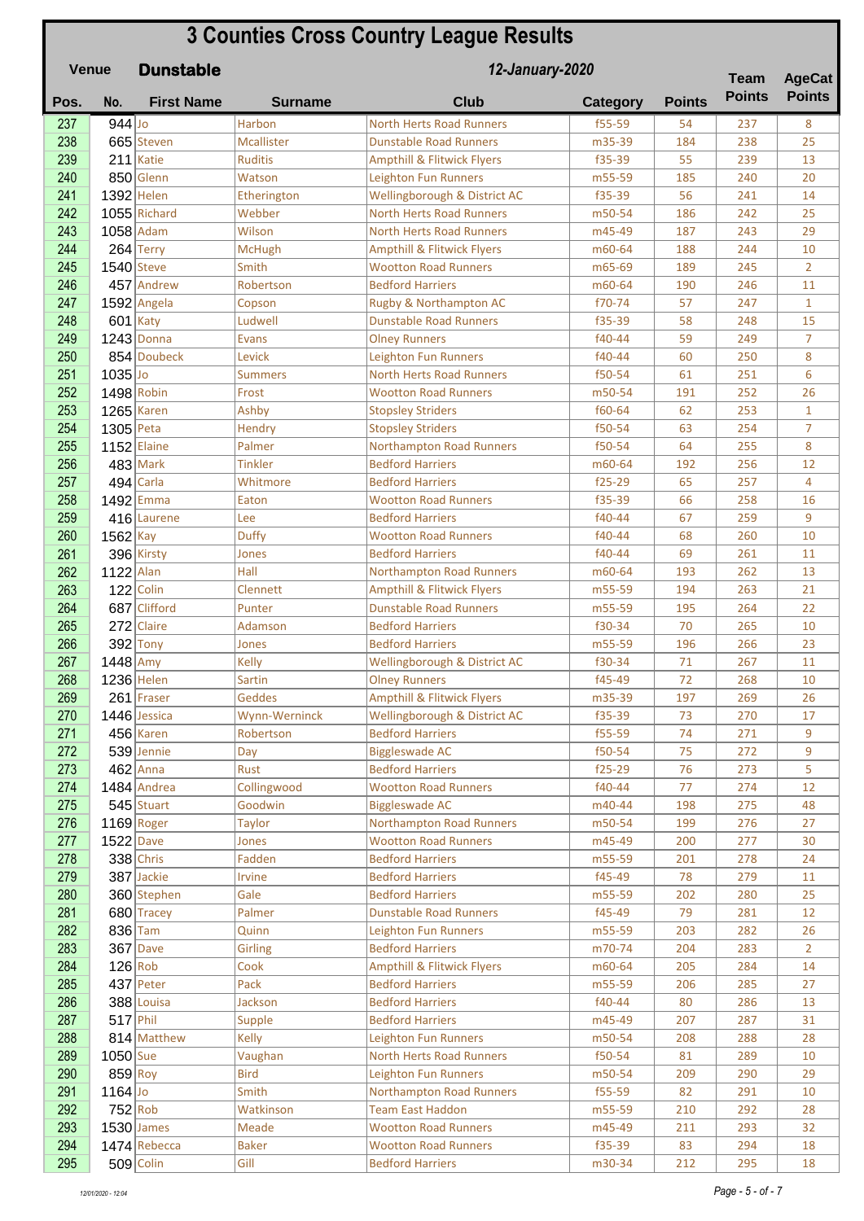# 3 Counties Cross Country League Results

**Venue** **Dunstable** ***12-January-2020***

| Pos. | No. | First Name | Surname | Club | Category | Points | Team Points | AgeCat Points |
|---|---|---|---|---|---|---|---|---|
| 237 | 944 | Jo | Harbon | North Herts Road Runners | f55-59 | 54 | 237 | 8 |
| 238 | 665 | Steven | Mcallister | Dunstable Road Runners | m35-39 | 184 | 238 | 25 |
| 239 | 211 | Katie | Ruditis | Ampthill & Flitwick Flyers | f35-39 | 55 | 239 | 13 |
| 240 | 850 | Glenn | Watson | Leighton Fun Runners | m55-59 | 185 | 240 | 20 |
| 241 | 1392 | Helen | Etherington | Wellingborough & District AC | f35-39 | 56 | 241 | 14 |
| 242 | 1055 | Richard | Webber | North Herts Road Runners | m50-54 | 186 | 242 | 25 |
| 243 | 1058 | Adam | Wilson | North Herts Road Runners | m45-49 | 187 | 243 | 29 |
| 244 | 264 | Terry | McHugh | Ampthill & Flitwick Flyers | m60-64 | 188 | 244 | 10 |
| 245 | 1540 | Steve | Smith | Wootton Road Runners | m65-69 | 189 | 245 | 2 |
| 246 | 457 | Andrew | Robertson | Bedford Harriers | m60-64 | 190 | 246 | 11 |
| 247 | 1592 | Angela | Copson | Rugby & Northampton AC | f70-74 | 57 | 247 | 1 |
| 248 | 601 | Katy | Ludwell | Dunstable Road Runners | f35-39 | 58 | 248 | 15 |
| 249 | 1243 | Donna | Evans | Olney Runners | f40-44 | 59 | 249 | 7 |
| 250 | 854 | Doubeck | Levick | Leighton Fun Runners | f40-44 | 60 | 250 | 8 |
| 251 | 1035 | Jo | Summers | North Herts Road Runners | f50-54 | 61 | 251 | 6 |
| 252 | 1498 | Robin | Frost | Wootton Road Runners | m50-54 | 191 | 252 | 26 |
| 253 | 1265 | Karen | Ashby | Stopsley Striders | f60-64 | 62 | 253 | 1 |
| 254 | 1305 | Peta | Hendry | Stopsley Striders | f50-54 | 63 | 254 | 7 |
| 255 | 1152 | Elaine | Palmer | Northampton Road Runners | f50-54 | 64 | 255 | 8 |
| 256 | 483 | Mark | Tinkler | Bedford Harriers | m60-64 | 192 | 256 | 12 |
| 257 | 494 | Carla | Whitmore | Bedford Harriers | f25-29 | 65 | 257 | 4 |
| 258 | 1492 | Emma | Eaton | Wootton Road Runners | f35-39 | 66 | 258 | 16 |
| 259 | 416 | Laurene | Lee | Bedford Harriers | f40-44 | 67 | 259 | 9 |
| 260 | 1562 | Kay | Duffy | Wootton Road Runners | f40-44 | 68 | 260 | 10 |
| 261 | 396 | Kirsty | Jones | Bedford Harriers | f40-44 | 69 | 261 | 11 |
| 262 | 1122 | Alan | Hall | Northampton Road Runners | m60-64 | 193 | 262 | 13 |
| 263 | 122 | Colin | Clennett | Ampthill & Flitwick Flyers | m55-59 | 194 | 263 | 21 |
| 264 | 687 | Clifford | Punter | Dunstable Road Runners | m55-59 | 195 | 264 | 22 |
| 265 | 272 | Claire | Adamson | Bedford Harriers | f30-34 | 70 | 265 | 10 |
| 266 | 392 | Tony | Jones | Bedford Harriers | m55-59 | 196 | 266 | 23 |
| 267 | 1448 | Amy | Kelly | Wellingborough & District AC | f30-34 | 71 | 267 | 11 |
| 268 | 1236 | Helen | Sartin | Olney Runners | f45-49 | 72 | 268 | 10 |
| 269 | 261 | Fraser | Geddes | Ampthill & Flitwick Flyers | m35-39 | 197 | 269 | 26 |
| 270 | 1446 | Jessica | Wynn-Werninck | Wellingborough & District AC | f35-39 | 73 | 270 | 17 |
| 271 | 456 | Karen | Robertson | Bedford Harriers | f55-59 | 74 | 271 | 9 |
| 272 | 539 | Jennie | Day | Biggleswade AC | f50-54 | 75 | 272 | 9 |
| 273 | 462 | Anna | Rust | Bedford Harriers | f25-29 | 76 | 273 | 5 |
| 274 | 1484 | Andrea | Collingwood | Wootton Road Runners | f40-44 | 77 | 274 | 12 |
| 275 | 545 | Stuart | Goodwin | Biggleswade AC | m40-44 | 198 | 275 | 48 |
| 276 | 1169 | Roger | Taylor | Northampton Road Runners | m50-54 | 199 | 276 | 27 |
| 277 | 1522 | Dave | Jones | Wootton Road Runners | m45-49 | 200 | 277 | 30 |
| 278 | 338 | Chris | Fadden | Bedford Harriers | m55-59 | 201 | 278 | 24 |
| 279 | 387 | Jackie | Irvine | Bedford Harriers | f45-49 | 78 | 279 | 11 |
| 280 | 360 | Stephen | Gale | Bedford Harriers | m55-59 | 202 | 280 | 25 |
| 281 | 680 | Tracey | Palmer | Dunstable Road Runners | f45-49 | 79 | 281 | 12 |
| 282 | 836 | Tam | Quinn | Leighton Fun Runners | m55-59 | 203 | 282 | 26 |
| 283 | 367 | Dave | Girling | Bedford Harriers | m70-74 | 204 | 283 | 2 |
| 284 | 126 | Rob | Cook | Ampthill & Flitwick Flyers | m60-64 | 205 | 284 | 14 |
| 285 | 437 | Peter | Pack | Bedford Harriers | m55-59 | 206 | 285 | 27 |
| 286 | 388 | Louisa | Jackson | Bedford Harriers | f40-44 | 80 | 286 | 13 |
| 287 | 517 | Phil | Supple | Bedford Harriers | m45-49 | 207 | 287 | 31 |
| 288 | 814 | Matthew | Kelly | Leighton Fun Runners | m50-54 | 208 | 288 | 28 |
| 289 | 1050 | Sue | Vaughan | North Herts Road Runners | f50-54 | 81 | 289 | 10 |
| 290 | 859 | Roy | Bird | Leighton Fun Runners | m50-54 | 209 | 290 | 29 |
| 291 | 1164 | Jo | Smith | Northampton Road Runners | f55-59 | 82 | 291 | 10 |
| 292 | 752 | Rob | Watkinson | Team East Haddon | m55-59 | 210 | 292 | 28 |
| 293 | 1530 | James | Meade | Wootton Road Runners | m45-49 | 211 | 293 | 32 |
| 294 | 1474 | Rebecca | Baker | Wootton Road Runners | f35-39 | 83 | 294 | 18 |
| 295 | 509 | Colin | Gill | Bedford Harriers | m30-34 | 212 | 295 | 18 |

12/01/2020 - 12:04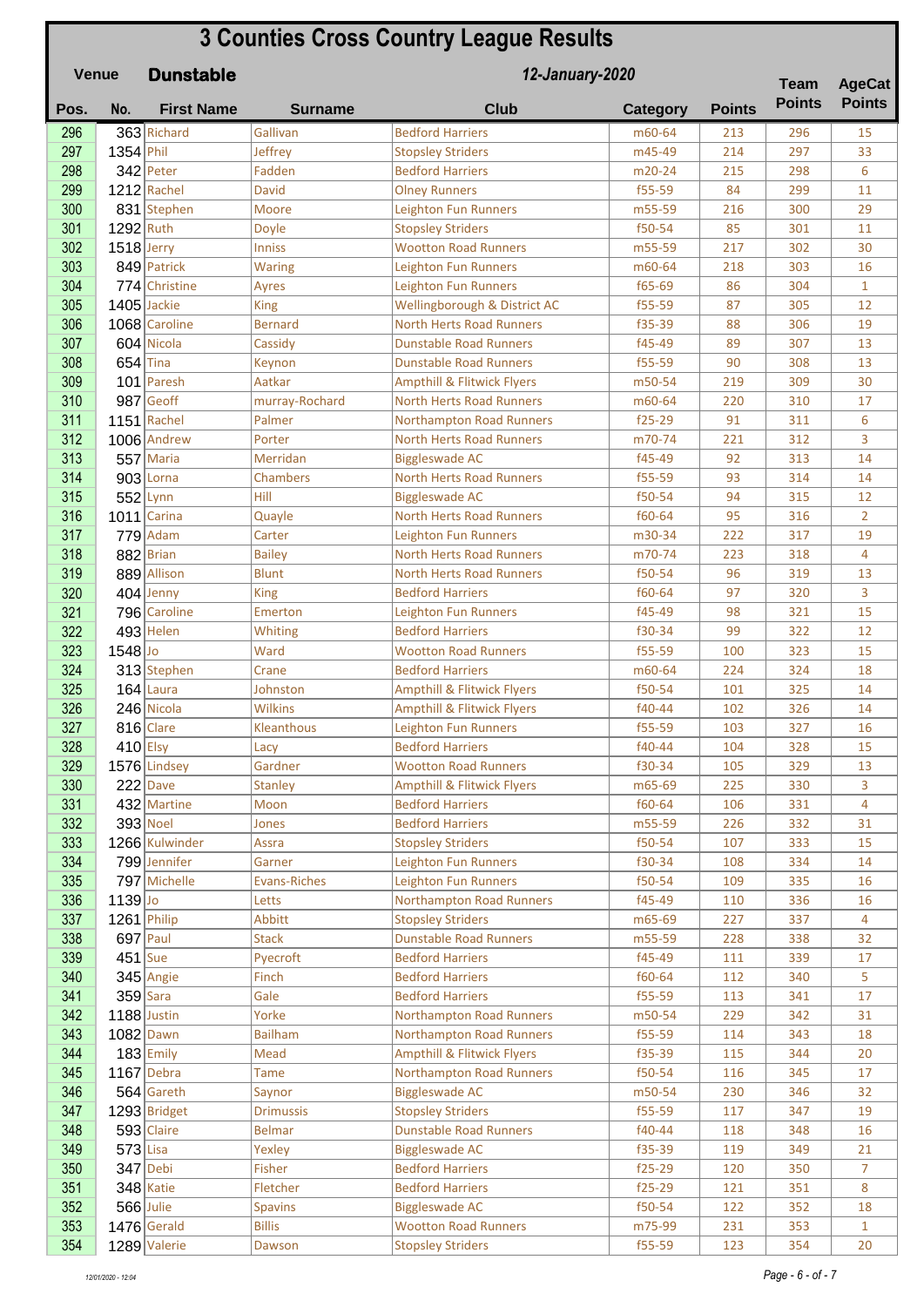# 3 Counties Cross Country League Results

**Venue** **Dunstable** ***12-January-2020***

| Pos. | No. | First Name | Surname | Club | Category | Points | Team Points | AgeCat Points |
|---|---|---|---|---|---|---|---|---|
| 296 | 363 | Richard | Gallivan | Bedford Harriers | m60-64 | 213 | 296 | 15 |
| 297 | 1354 | Phil | Jeffrey | Stopsley Striders | m45-49 | 214 | 297 | 33 |
| 298 | 342 | Peter | Fadden | Bedford Harriers | m20-24 | 215 | 298 | 6 |
| 299 | 1212 | Rachel | David | Olney Runners | f55-59 | 84 | 299 | 11 |
| 300 | 831 | Stephen | Moore | Leighton Fun Runners | m55-59 | 216 | 300 | 29 |
| 301 | 1292 | Ruth | Doyle | Stopsley Striders | f50-54 | 85 | 301 | 11 |
| 302 | 1518 | Jerry | Inniss | Wootton Road Runners | m55-59 | 217 | 302 | 30 |
| 303 | 849 | Patrick | Waring | Leighton Fun Runners | m60-64 | 218 | 303 | 16 |
| 304 | 774 | Christine | Ayres | Leighton Fun Runners | f65-69 | 86 | 304 | 1 |
| 305 | 1405 | Jackie | King | Wellingborough & District AC | f55-59 | 87 | 305 | 12 |
| 306 | 1068 | Caroline | Bernard | North Herts Road Runners | f35-39 | 88 | 306 | 19 |
| 307 | 604 | Nicola | Cassidy | Dunstable Road Runners | f45-49 | 89 | 307 | 13 |
| 308 | 654 | Tina | Keynon | Dunstable Road Runners | f55-59 | 90 | 308 | 13 |
| 309 | 101 | Paresh | Aatkar | Ampthill & Flitwick Flyers | m50-54 | 219 | 309 | 30 |
| 310 | 987 | Geoff | murray-Rochard | North Herts Road Runners | m60-64 | 220 | 310 | 17 |
| 311 | 1151 | Rachel | Palmer | Northampton Road Runners | f25-29 | 91 | 311 | 6 |
| 312 | 1006 | Andrew | Porter | North Herts Road Runners | m70-74 | 221 | 312 | 3 |
| 313 | 557 | Maria | Merridan | Biggleswade AC | f45-49 | 92 | 313 | 14 |
| 314 | 903 | Lorna | Chambers | North Herts Road Runners | f55-59 | 93 | 314 | 14 |
| 315 | 552 | Lynn | Hill | Biggleswade AC | f50-54 | 94 | 315 | 12 |
| 316 | 1011 | Carina | Quayle | North Herts Road Runners | f60-64 | 95 | 316 | 2 |
| 317 | 779 | Adam | Carter | Leighton Fun Runners | m30-34 | 222 | 317 | 19 |
| 318 | 882 | Brian | Bailey | North Herts Road Runners | m70-74 | 223 | 318 | 4 |
| 319 | 889 | Allison | Blunt | North Herts Road Runners | f50-54 | 96 | 319 | 13 |
| 320 | 404 | Jenny | King | Bedford Harriers | f60-64 | 97 | 320 | 3 |
| 321 | 796 | Caroline | Emerton | Leighton Fun Runners | f45-49 | 98 | 321 | 15 |
| 322 | 493 | Helen | Whiting | Bedford Harriers | f30-34 | 99 | 322 | 12 |
| 323 | 1548 | Jo | Ward | Wootton Road Runners | f55-59 | 100 | 323 | 15 |
| 324 | 313 | Stephen | Crane | Bedford Harriers | m60-64 | 224 | 324 | 18 |
| 325 | 164 | Laura | Johnston | Ampthill & Flitwick Flyers | f50-54 | 101 | 325 | 14 |
| 326 | 246 | Nicola | Wilkins | Ampthill & Flitwick Flyers | f40-44 | 102 | 326 | 14 |
| 327 | 816 | Clare | Kleanthous | Leighton Fun Runners | f55-59 | 103 | 327 | 16 |
| 328 | 410 | Elsy | Lacy | Bedford Harriers | f40-44 | 104 | 328 | 15 |
| 329 | 1576 | Lindsey | Gardner | Wootton Road Runners | f30-34 | 105 | 329 | 13 |
| 330 | 222 | Dave | Stanley | Ampthill & Flitwick Flyers | m65-69 | 225 | 330 | 3 |
| 331 | 432 | Martine | Moon | Bedford Harriers | f60-64 | 106 | 331 | 4 |
| 332 | 393 | Noel | Jones | Bedford Harriers | m55-59 | 226 | 332 | 31 |
| 333 | 1266 | Kulwinder | Assra | Stopsley Striders | f50-54 | 107 | 333 | 15 |
| 334 | 799 | Jennifer | Garner | Leighton Fun Runners | f30-34 | 108 | 334 | 14 |
| 335 | 797 | Michelle | Evans-Riches | Leighton Fun Runners | f50-54 | 109 | 335 | 16 |
| 336 | 1139 | Jo | Letts | Northampton Road Runners | f45-49 | 110 | 336 | 16 |
| 337 | 1261 | Philip | Abbitt | Stopsley Striders | m65-69 | 227 | 337 | 4 |
| 338 | 697 | Paul | Stack | Dunstable Road Runners | m55-59 | 228 | 338 | 32 |
| 339 | 451 | Sue | Pyecroft | Bedford Harriers | f45-49 | 111 | 339 | 17 |
| 340 | 345 | Angie | Finch | Bedford Harriers | f60-64 | 112 | 340 | 5 |
| 341 | 359 | Sara | Gale | Bedford Harriers | f55-59 | 113 | 341 | 17 |
| 342 | 1188 | Justin | Yorke | Northampton Road Runners | m50-54 | 229 | 342 | 31 |
| 343 | 1082 | Dawn | Bailham | Northampton Road Runners | f55-59 | 114 | 343 | 18 |
| 344 | 183 | Emily | Mead | Ampthill & Flitwick Flyers | f35-39 | 115 | 344 | 20 |
| 345 | 1167 | Debra | Tame | Northampton Road Runners | f50-54 | 116 | 345 | 17 |
| 346 | 564 | Gareth | Saynor | Biggleswade AC | m50-54 | 230 | 346 | 32 |
| 347 | 1293 | Bridget | Drimussis | Stopsley Striders | f55-59 | 117 | 347 | 19 |
| 348 | 593 | Claire | Belmar | Dunstable Road Runners | f40-44 | 118 | 348 | 16 |
| 349 | 573 | Lisa | Yexley | Biggleswade AC | f35-39 | 119 | 349 | 21 |
| 350 | 347 | Debi | Fisher | Bedford Harriers | f25-29 | 120 | 350 | 7 |
| 351 | 348 | Katie | Fletcher | Bedford Harriers | f25-29 | 121 | 351 | 8 |
| 352 | 566 | Julie | Spavins | Biggleswade AC | f50-54 | 122 | 352 | 18 |
| 353 | 1476 | Gerald | Billis | Wootton Road Runners | m75-99 | 231 | 353 | 1 |
| 354 | 1289 | Valerie | Dawson | Stopsley Striders | f55-59 | 123 | 354 | 20 |

12/01/2020 - 12:04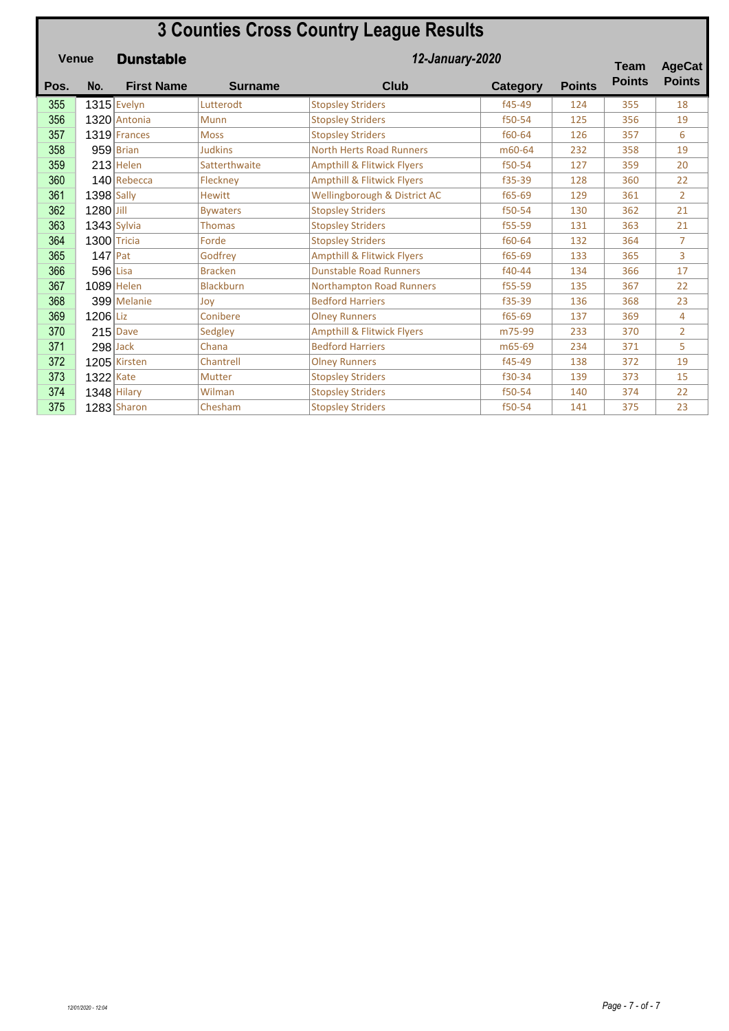# 3 Counties Cross Country League Results

**Venue** **Dunstable** ***12-January-2020***

| Pos. | No. | First Name | Surname | Club | Category | Points | Team Points | AgeCat Points |
|---|---|---|---|---|---|---|---|---|
| 355 | 1315 | Evelyn | Lutterodt | Stopsley Striders | f45-49 | 124 | 355 | 18 |
| 356 | 1320 | Antonia | Munn | Stopsley Striders | f50-54 | 125 | 356 | 19 |
| 357 | 1319 | Frances | Moss | Stopsley Striders | f60-64 | 126 | 357 | 6 |
| 358 | 959 | Brian | Judkins | North Herts Road Runners | m60-64 | 232 | 358 | 19 |
| 359 | 213 | Helen | Satterthwaite | Ampthill & Flitwick Flyers | f50-54 | 127 | 359 | 20 |
| 360 | 140 | Rebecca | Fleckney | Ampthill & Flitwick Flyers | f35-39 | 128 | 360 | 22 |
| 361 | 1398 | Sally | Hewitt | Wellingborough & District AC | f65-69 | 129 | 361 | 2 |
| 362 | 1280 | Jill | Bywaters | Stopsley Striders | f50-54 | 130 | 362 | 21 |
| 363 | 1343 | Sylvia | Thomas | Stopsley Striders | f55-59 | 131 | 363 | 21 |
| 364 | 1300 | Tricia | Forde | Stopsley Striders | f60-64 | 132 | 364 | 7 |
| 365 | 147 | Pat | Godfrey | Ampthill & Flitwick Flyers | f65-69 | 133 | 365 | 3 |
| 366 | 596 | Lisa | Bracken | Dunstable Road Runners | f40-44 | 134 | 366 | 17 |
| 367 | 1089 | Helen | Blackburn | Northampton Road Runners | f55-59 | 135 | 367 | 22 |
| 368 | 399 | Melanie | Joy | Bedford Harriers | f35-39 | 136 | 368 | 23 |
| 369 | 1206 | Liz | Conibere | Olney Runners | f65-69 | 137 | 369 | 4 |
| 370 | 215 | Dave | Sedgley | Ampthill & Flitwick Flyers | m75-99 | 233 | 370 | 2 |
| 371 | 298 | Jack | Chana | Bedford Harriers | m65-69 | 234 | 371 | 5 |
| 372 | 1205 | Kirsten | Chantrell | Olney Runners | f45-49 | 138 | 372 | 19 |
| 373 | 1322 | Kate | Mutter | Stopsley Striders | f30-34 | 139 | 373 | 15 |
| 374 | 1348 | Hilary | Wilman | Stopsley Striders | f50-54 | 140 | 374 | 22 |
| 375 | 1283 | Sharon | Chesham | Stopsley Striders | f50-54 | 141 | 375 | 23 |

12/01/2020 - 12:04